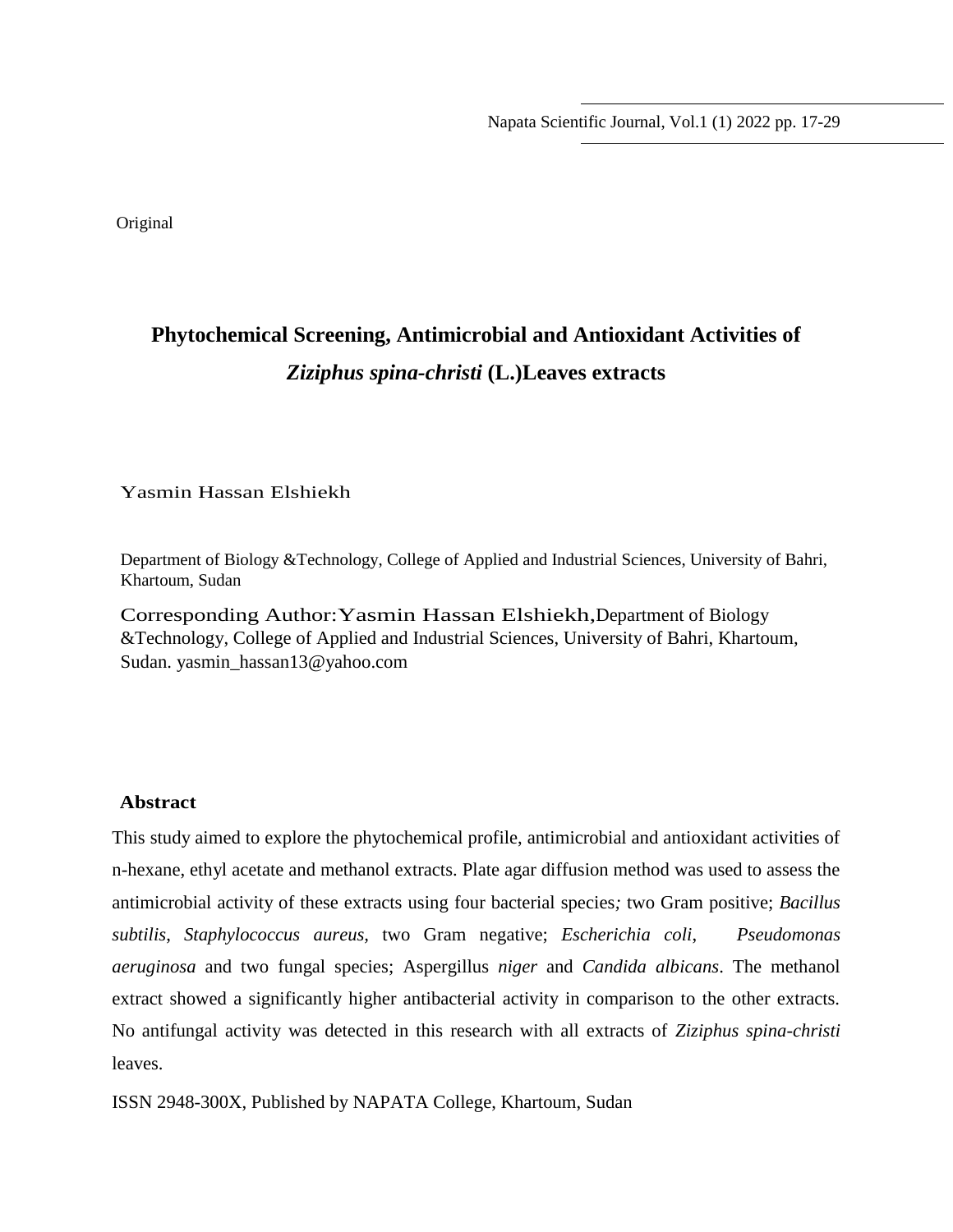Original

# Phytochemical Screening, Antimicrobial and Antioxidant Activities of *Ziziphus spina-christi* (L.)Leaves extracts

Yasmin Hassan Elshiekh

Department of Biology &Technology, College of Applied and Industrial Sciences, University of Bahri, Khartoum, Sudan

Corresponding Author:Yasmin Hassan Elshiekh,Department of Biology &Technology, College of Applied and Industrial Sciences, University of Bahri, Khartoum, Sudan. yasmin_hassan13@yahoo.com

## Abstract

This study aimed to explore the phytochemical profile, antimicrobial and antioxidant activities of n-hexane, ethyl acetate and methanol extracts. Plate agar diffusion method was used to assess the antimicrobial activity of these extracts using four bacterial species*;* two Gram positive; *Bacillus subtilis*, *Staphylococcus aureus,* two Gram negative; *Escherichia coli*, *Pseudomonas aeruginosa* and two fungal species; Aspergillus *niger* and *Candida albicans*. The methanol extract showed a significantly higher antibacterial activity in comparison to the other extracts. No antifungal activity was detected in this research with all extracts of *Ziziphus spina-christi* leaves.

ISSN 2948-300X, Published by NAPATA College, Khartoum, Sudan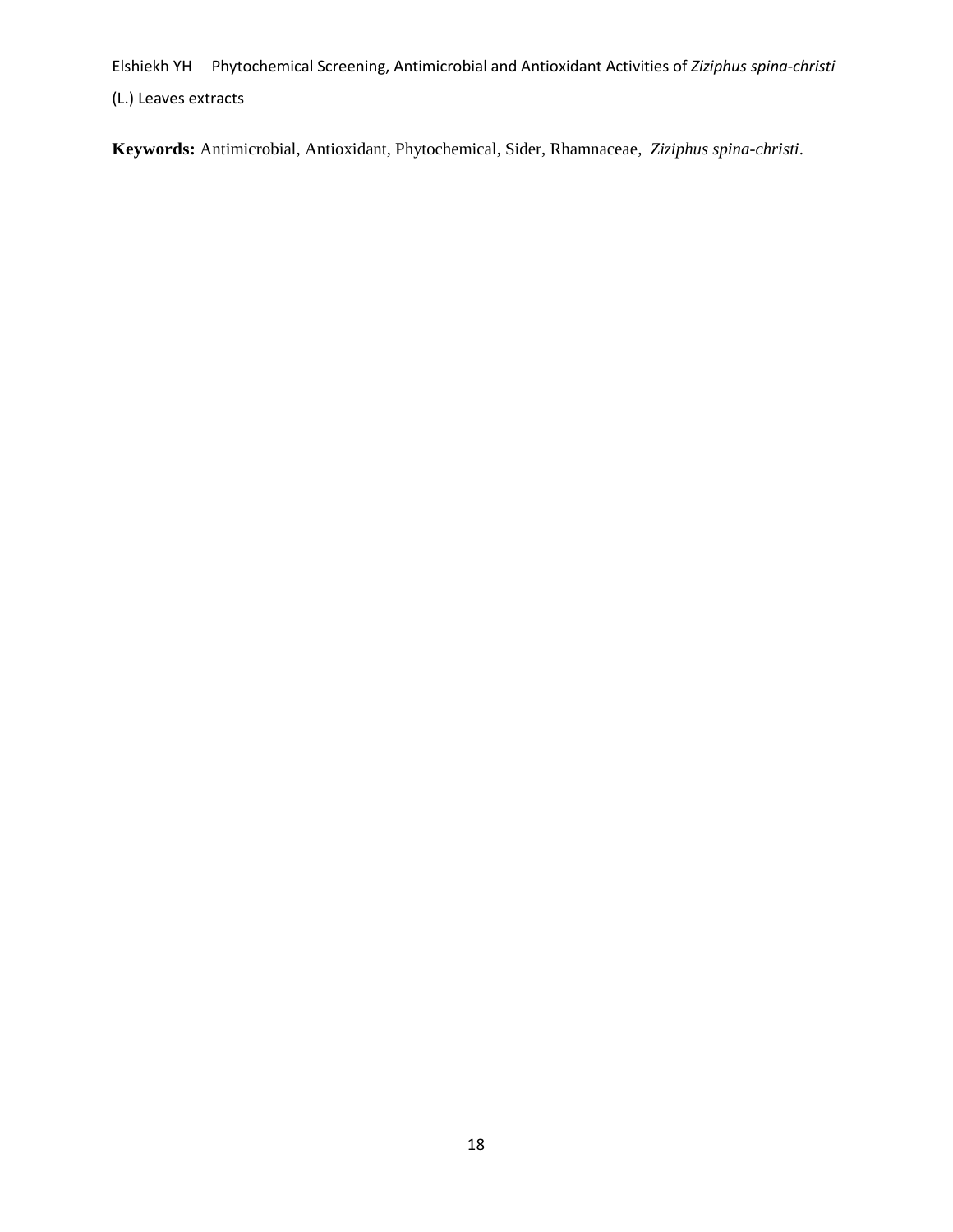**Keywords:** Antimicrobial, Antioxidant, Phytochemical, Sider, Rhamnaceae, *Ziziphus spina-christi*.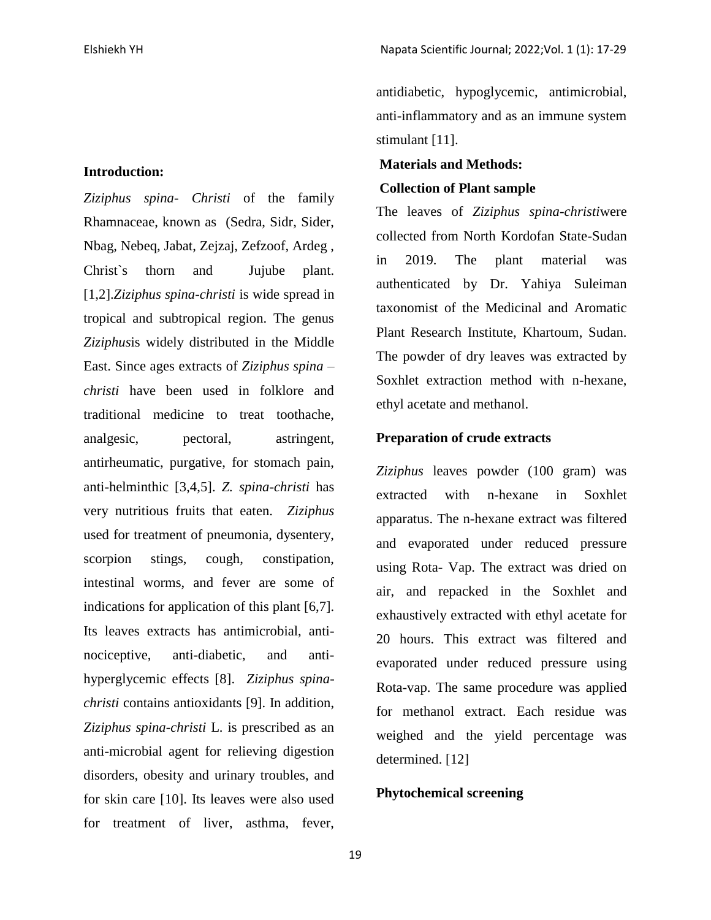## Introduction:

*Ziziphus spina- Christi* of the family Rhamnaceae, known as (Sedra, Sidr, Sider, Nbag, Nebeq, Jabat, Zejzaj, Zefzoof, Ardeg , Christ`s thorn and Jujube plant. [1,2].*Ziziphus spina-christi* is wide spread in tropical and subtropical region. The genus *Ziziphus*is widely distributed in the Middle East. Since ages extracts of *Ziziphus spina – christi* have been used in folklore and traditional medicine to treat toothache, analgesic, pectoral, astringent, antirheumatic, purgative, for stomach pain, anti-helminthic [3,4,5]. *Z. spina-christi* has very nutritious fruits that eaten. *Ziziphus* used for treatment of pneumonia, dysentery, scorpion stings, cough, constipation, intestinal worms, and fever are some of indications for application of this plant [6,7]. Its leaves extracts has antimicrobial, anti-nociceptive, anti-diabetic, and anti-hyperglycemic effects [8]. *Ziziphus spina-christi* contains antioxidants [9]. In addition, *Ziziphus spina-christi* L. is prescribed as an anti-microbial agent for relieving digestion disorders, obesity and urinary troubles, and for skin care [10]. Its leaves were also used for treatment of liver, asthma, fever, antidiabetic, hypoglycemic, antimicrobial, anti-inflammatory and as an immune system stimulant [11].

## Materials and Methods:

### Collection of Plant sample

The leaves of *Ziziphus spina-christi*were collected from North Kordofan State-Sudan in 2019. The plant material was authenticated by Dr. Yahiya Suleiman taxonomist of the Medicinal and Aromatic Plant Research Institute, Khartoum, Sudan. The powder of dry leaves was extracted by Soxhlet extraction method with n-hexane, ethyl acetate and methanol.

### Preparation of crude extracts

*Ziziphus* leaves powder (100 gram) was extracted with n-hexane in Soxhlet apparatus. The n-hexane extract was filtered and evaporated under reduced pressure using Rota- Vap. The extract was dried on air, and repacked in the Soxhlet and exhaustively extracted with ethyl acetate for 20 hours. This extract was filtered and evaporated under reduced pressure using Rota-vap. The same procedure was applied for methanol extract. Each residue was weighed and the yield percentage was determined. [12]

### Phytochemical screening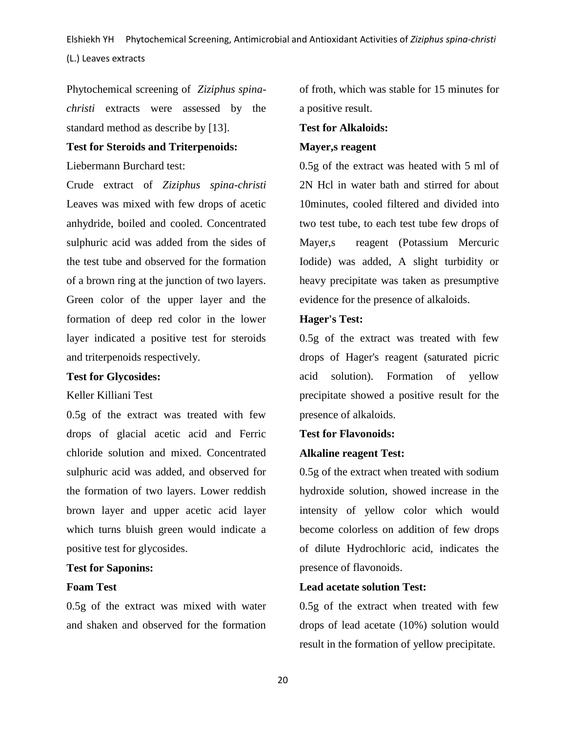Phytochemical screening of *Ziziphus spina-christi* extracts were assessed by the standard method as describe by [13].

**Test for Steroids and Triterpenoids:**

Liebermann Burchard test:

Crude extract of *Ziziphus spina-christi* Leaves was mixed with few drops of acetic anhydride, boiled and cooled. Concentrated sulphuric acid was added from the sides of the test tube and observed for the formation of a brown ring at the junction of two layers. Green color of the upper layer and the formation of deep red color in the lower layer indicated a positive test for steroids and triterpenoids respectively.

**Test for Glycosides:**

Keller Killiani Test

0.5g of the extract was treated with few drops of glacial acetic acid and Ferric chloride solution and mixed. Concentrated sulphuric acid was added, and observed for the formation of two layers. Lower reddish brown layer and upper acetic acid layer which turns bluish green would indicate a positive test for glycosides.

**Test for Saponins:**

**Foam Test**

0.5g of the extract was mixed with water and shaken and observed for the formation of froth, which was stable for 15 minutes for a positive result.

**Test for Alkaloids:**

**Mayer,s reagent**

0.5g of the extract was heated with 5 ml of 2N Hcl in water bath and stirred for about 10minutes, cooled filtered and divided into two test tube, to each test tube few drops of Mayer,s reagent (Potassium Mercuric Iodide) was added, A slight turbidity or heavy precipitate was taken as presumptive evidence for the presence of alkaloids.

**Hager's Test:**

0.5g of the extract was treated with few drops of Hager's reagent (saturated picric acid solution). Formation of yellow precipitate showed a positive result for the presence of alkaloids.

**Test for Flavonoids:**

**Alkaline reagent Test:**

0.5g of the extract when treated with sodium hydroxide solution, showed increase in the intensity of yellow color which would become colorless on addition of few drops of dilute Hydrochloric acid, indicates the presence of flavonoids.

**Lead acetate solution Test:**

0.5g of the extract when treated with few drops of lead acetate (10%) solution would result in the formation of yellow precipitate.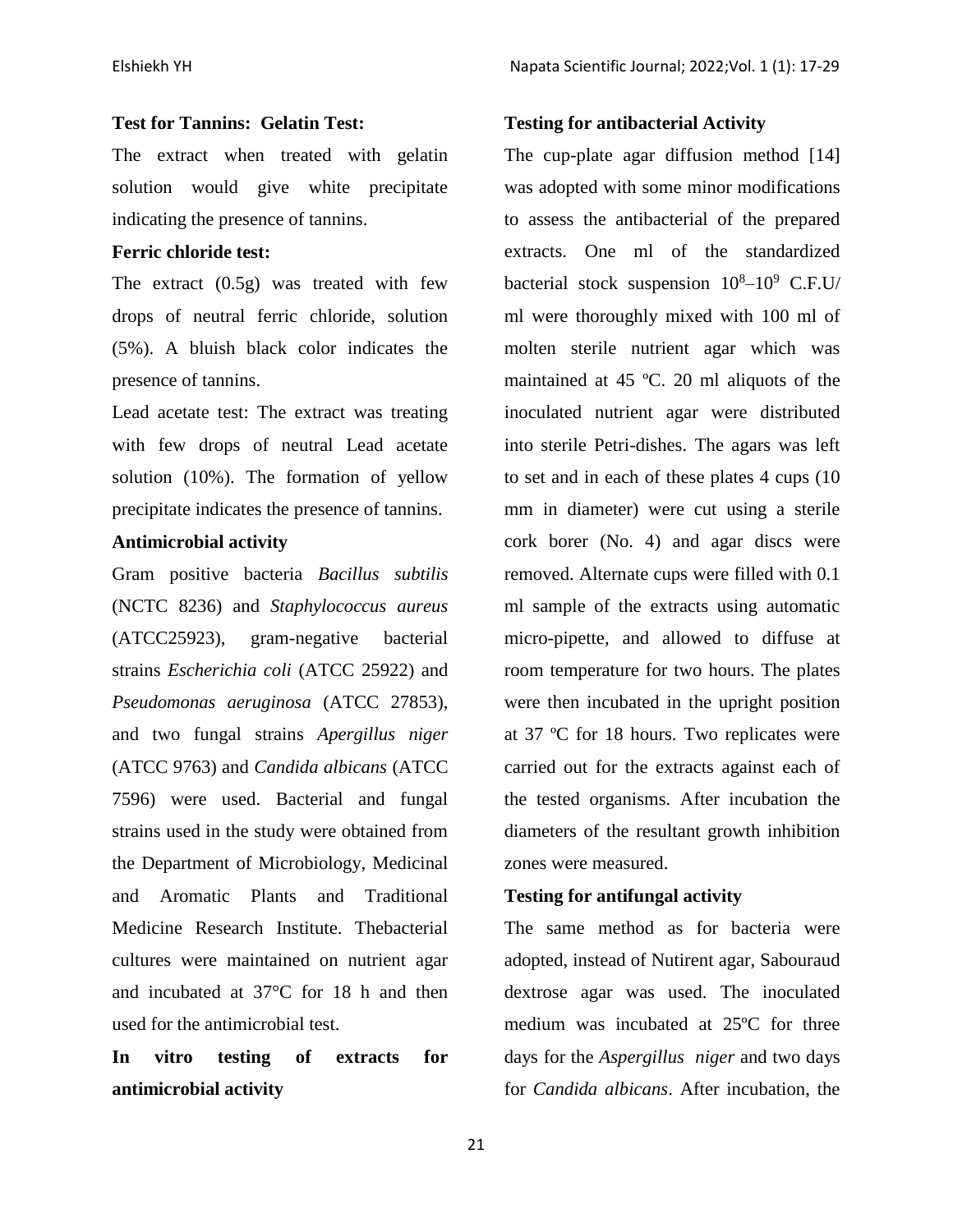**Test for Tannins: Gelatin Test:**

The extract when treated with gelatin solution would give white precipitate indicating the presence of tannins.

**Ferric chloride test:**

The extract (0.5g) was treated with few drops of neutral ferric chloride, solution (5%). A bluish black color indicates the presence of tannins.

Lead acetate test: The extract was treating with few drops of neutral Lead acetate solution (10%). The formation of yellow precipitate indicates the presence of tannins.

**Antimicrobial activity**

Gram positive bacteria *Bacillus subtilis* (NCTC 8236) and *Staphylococcus aureus* (ATCC25923), gram-negative bacterial strains *Escherichia coli* (ATCC 25922) and *Pseudomonas aeruginosa* (ATCC 27853), and two fungal strains *Apergillus niger* (ATCC 9763) and *Candida albicans* (ATCC 7596) were used. Bacterial and fungal strains used in the study were obtained from the Department of Microbiology, Medicinal and Aromatic Plants and Traditional Medicine Research Institute. Thebacterial cultures were maintained on nutrient agar and incubated at 37°C for 18 h and then used for the antimicrobial test.

**In vitro testing of extracts for antimicrobial activity**

**Testing for antibacterial Activity**

The cup-plate agar diffusion method [14] was adopted with some minor modifications to assess the antibacterial of the prepared extracts. One ml of the standardized bacterial stock suspension $10^8$–$10^9$ C.F.U/ ml were thoroughly mixed with 100 ml of molten sterile nutrient agar which was maintained at 45 ºC. 20 ml aliquots of the inoculated nutrient agar were distributed into sterile Petri-dishes. The agars was left to set and in each of these plates 4 cups (10 mm in diameter) were cut using a sterile cork borer (No. 4) and agar discs were removed. Alternate cups were filled with 0.1 ml sample of the extracts using automatic micro-pipette, and allowed to diffuse at room temperature for two hours. The plates were then incubated in the upright position at 37 ºC for 18 hours. Two replicates were carried out for the extracts against each of the tested organisms. After incubation the diameters of the resultant growth inhibition zones were measured.

**Testing for antifungal activity**

The same method as for bacteria were adopted, instead of Nutirent agar, Sabouraud dextrose agar was used. The inoculated medium was incubated at 25ºC for three days for the *Aspergillus niger* and two days for *Candida albicans*. After incubation, the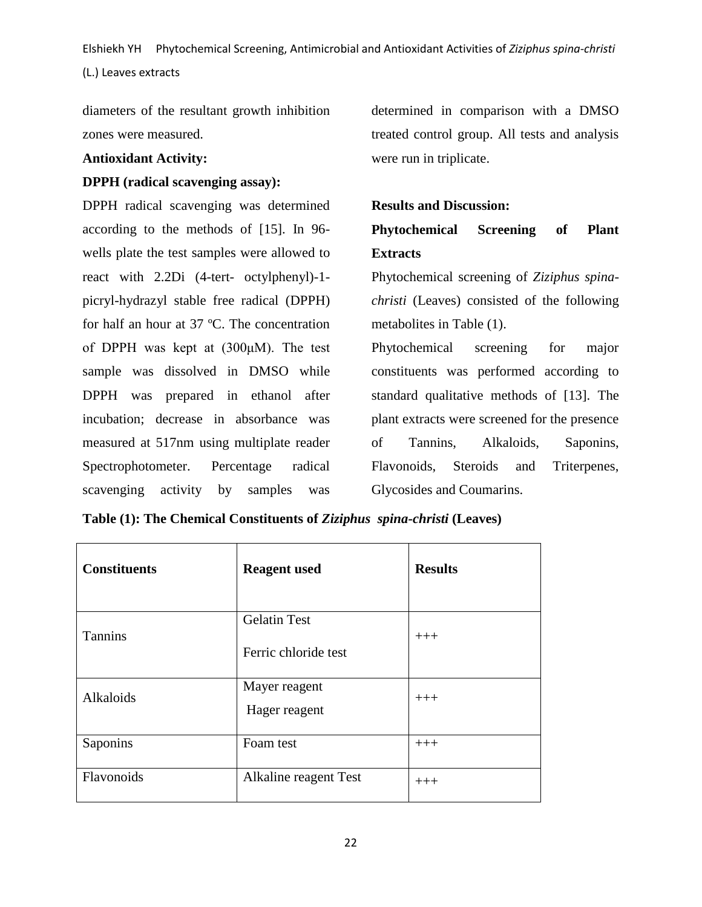diameters of the resultant growth inhibition zones were measured.

**Antioxidant Activity:**

**DPPH (radical scavenging assay):**

DPPH radical scavenging was determined according to the methods of [15]. In 96-wells plate the test samples were allowed to react with 2.2Di (4-tert- octylphenyl)-1-picryl-hydrazyl stable free radical (DPPH) for half an hour at 37 ºC. The concentration of DPPH was kept at (300μM). The test sample was dissolved in DMSO while DPPH was prepared in ethanol after incubation; decrease in absorbance was measured at 517nm using multiplate reader Spectrophotometer. Percentage radical scavenging activity by samples was determined in comparison with a DMSO treated control group. All tests and analysis were run in triplicate.

**Results and Discussion:**

**Phytochemical Screening of Plant Extracts**

Phytochemical screening of *Ziziphus spina-christi* (Leaves) consisted of the following metabolites in Table (1).

Phytochemical screening for major constituents was performed according to standard qualitative methods of [13]. The plant extracts were screened for the presence of Tannins, Alkaloids, Saponins, Flavonoids, Steroids and Triterpenes, Glycosides and Coumarins.

**Table (1): The Chemical Constituents of *Ziziphus spina-christi* (Leaves)**

| Constituents | Reagent used | Results |
|---|---|---|
| Tannins | Gelatin Test<br>Ferric chloride test | +++ |
| Alkaloids | Mayer reagent<br>Hager reagent | +++ |
| Saponins | Foam test | +++ |
| Flavonoids | Alkaline reagent Test | +++ |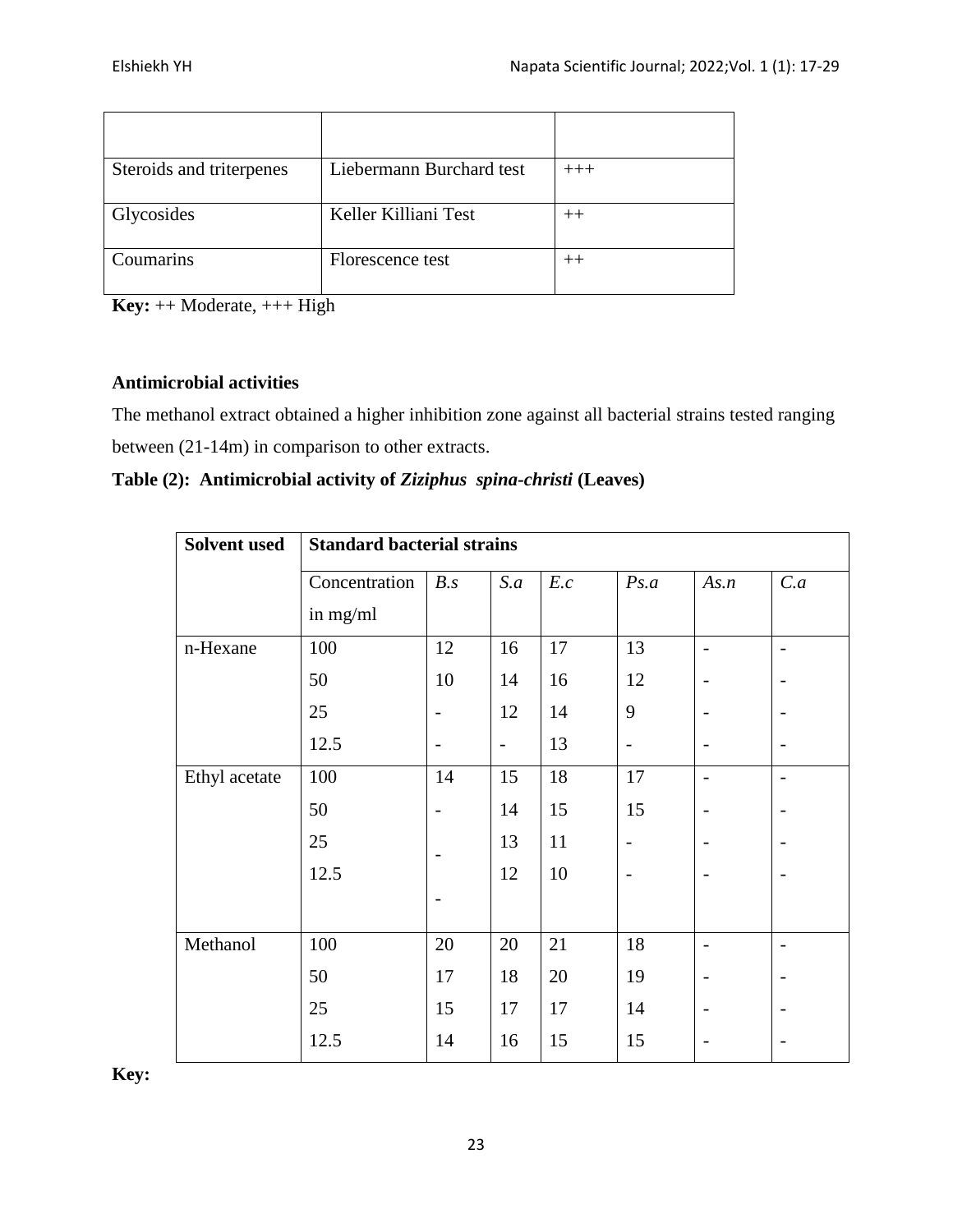| | | |
|---|---|---|
| | | |
| Steroids and triterpenes | Liebermann Burchard test | +++ |
| Glycosides | Keller Killiani Test | ++ |
| Coumarins | Florescence test | ++ |

**Key:** ++ Moderate, +++ High

**Antimicrobial activities**

The methanol extract obtained a higher inhibition zone against all bacterial strains tested ranging between (21-14m) in comparison to other extracts.

**Table (2): Antimicrobial activity of *Ziziphus spina-christi* (Leaves)**

| Solvent used | Standard bacterial strains | | | | | | |
|---|---|---|---|---|---|---|---|
| | Concentration in mg/ml | *B.s* | *S.a* | *E.c* | *Ps.a* | *As.n* | *C.a* |
| n-Hexane | 100 | 12 | 16 | 17 | 13 | - | - |
| | 50 | 10 | 14 | 16 | 12 | - | - |
| | 25 | - | 12 | 14 | 9 | - | - |
| | 12.5 | - | - | 13 | - | - | - |
| Ethyl acetate | 100 | 14 | 15 | 18 | 17 | - | - |
| | 50 | - | 14 | 15 | 15 | - | - |
| | 25 | - | 13 | 11 | - | - | - |
| | 12.5 | - | 12 | 10 | - | - | - |
| Methanol | 100 | 20 | 20 | 21 | 18 | - | - |
| | 50 | 17 | 18 | 20 | 19 | - | - |
| | 25 | 15 | 17 | 17 | 14 | - | - |
| | 12.5 | 14 | 16 | 15 | 15 | - | - |

**Key:**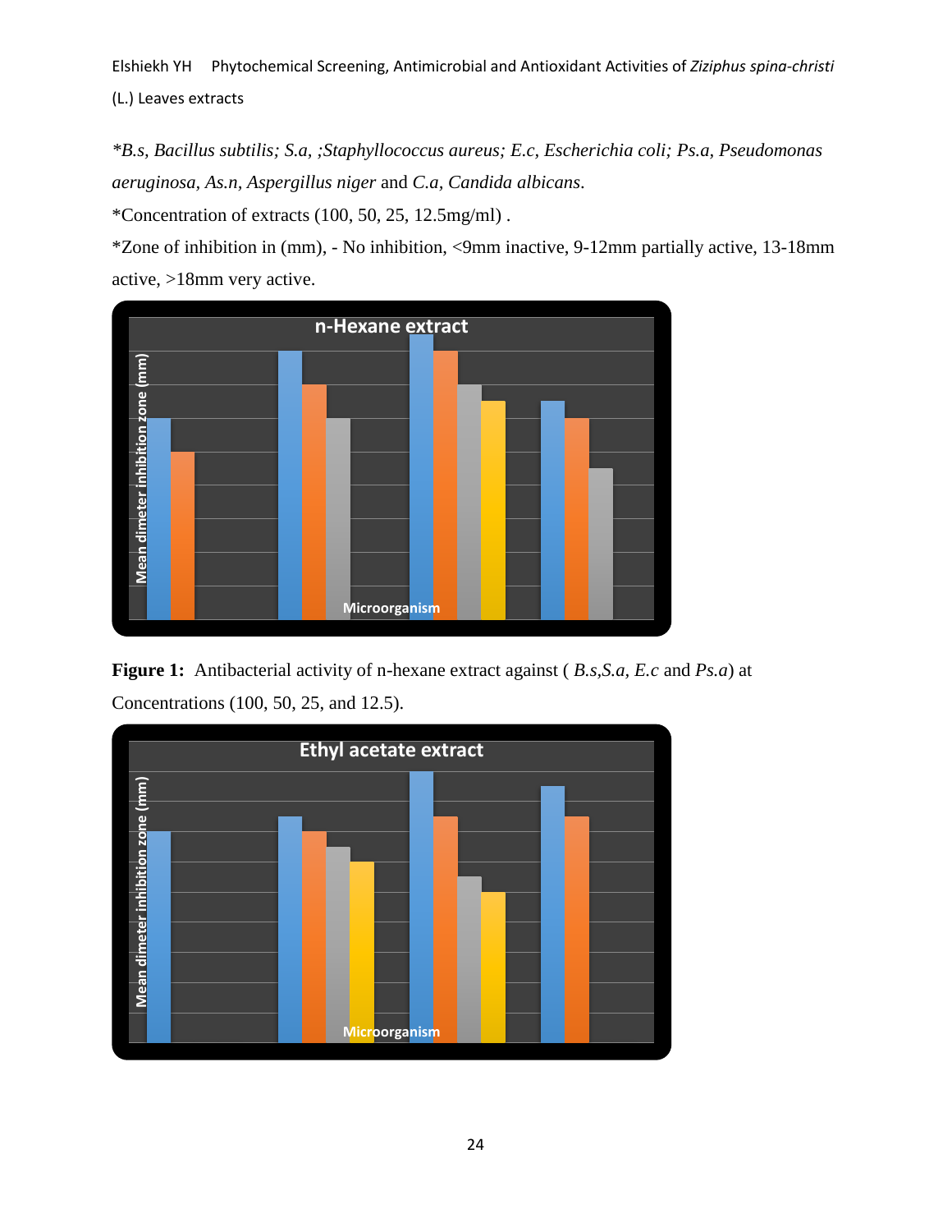*B.s, Bacillus subtilis; S.a, ;Staphyllococcus aureus; E.c, Escherichia coli; Ps.a, Pseudomonas aeruginosa, As.n, Aspergillus niger* and *C.a, Candida albicans*.

*Concentration of extracts (100, 50, 25, 12.5mg/ml) .

*Zone of inhibition in (mm), - No inhibition, <9mm inactive, 9-12mm partially active, 13-18mm active, >18mm very active.

**Figure 1:** Antibacterial activity of n-hexane extract against ( *B.s,S.a, E.c* and *Ps.a*) at Concentrations (100, 50, 25, and 12.5).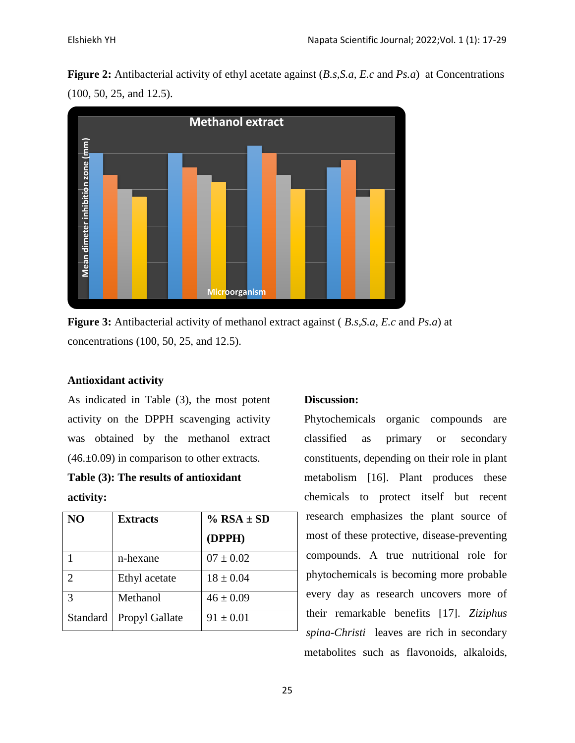**Figure 2:** Antibacterial activity of ethyl acetate against (*B.s*,*S.a*, *E.c* and *Ps.a*) at Concentrations (100, 50, 25, and 12.5).

**Figure 3:** Antibacterial activity of methanol extract against ( *B.s*,*S.a*, *E.c* and *Ps.a*) at concentrations (100, 50, 25, and 12.5).

**Antioxidant activity**

As indicated in Table (3), the most potent activity on the DPPH scavenging activity was obtained by the methanol extract (46.±0.09) in comparison to other extracts.

**Table (3): The results of antioxidant activity:**

| NO | Extracts | % RSA ± SD (DPPH) |
|---|---|---|
| 1 | n-hexane | 07 ± 0.02 |
| 2 | Ethyl acetate | 18 ± 0.04 |
| 3 | Methanol | 46 ± 0.09 |
| Standard | Propyl Gallate | 91 ± 0.01 |

**Discussion:**

Phytochemicals organic compounds are classified as primary or secondary constituents, depending on their role in plant metabolism [16]. Plant produces these chemicals to protect itself but recent research emphasizes the plant source of most of these protective, disease-preventing compounds. A true nutritional role for phytochemicals is becoming more probable every day as research uncovers more of their remarkable benefits [17]. *Ziziphus spina-Christi* leaves are rich in secondary metabolites such as flavonoids, alkaloids,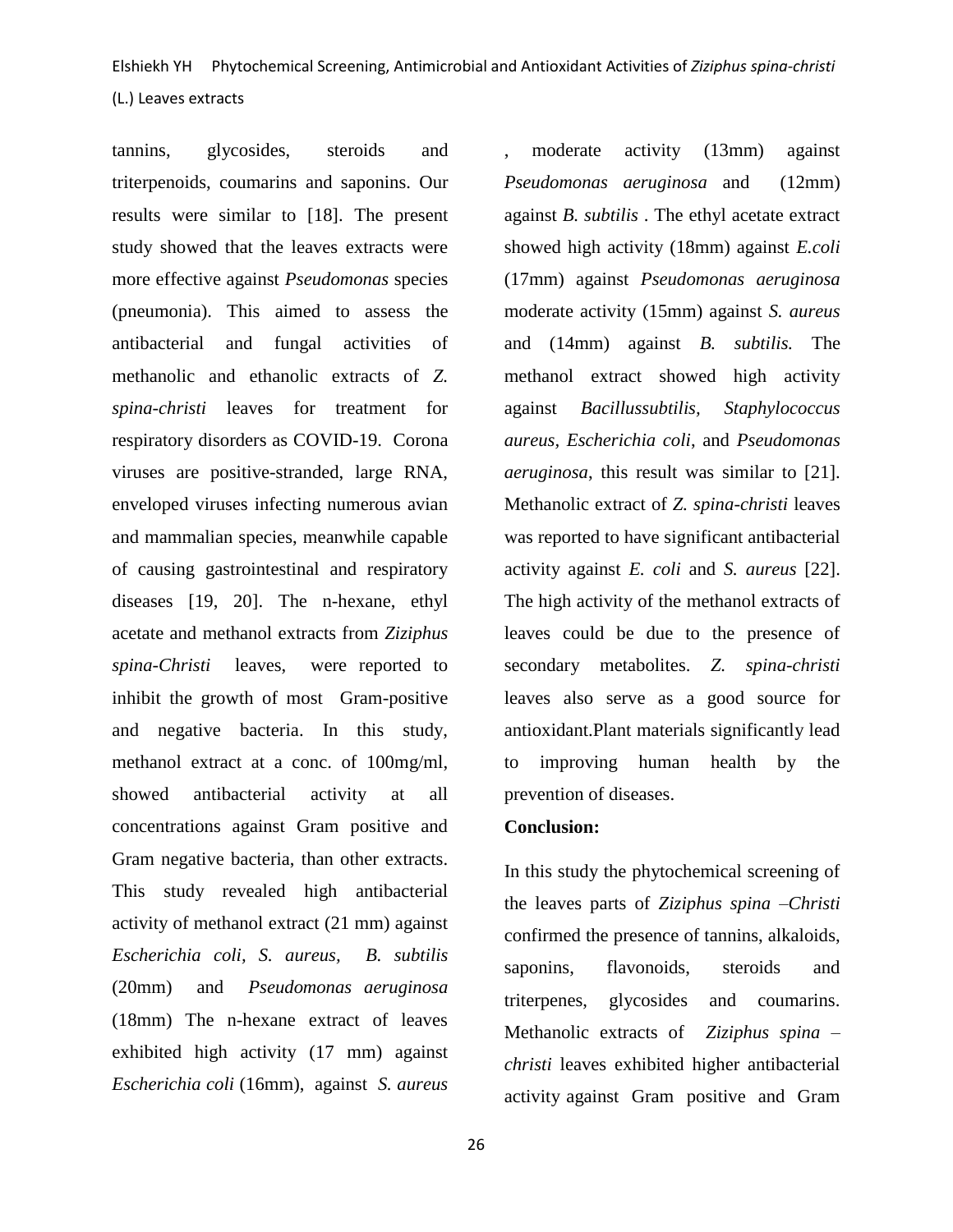tannins, glycosides, steroids and triterpenoids, coumarins and saponins. Our results were similar to [18]. The present study showed that the leaves extracts were more effective against *Pseudomonas* species (pneumonia). This aimed to assess the antibacterial and fungal activities of methanolic and ethanolic extracts of *Z. spina-christi* leaves for treatment for respiratory disorders as COVID-19. Corona viruses are positive-stranded, large RNA, enveloped viruses infecting numerous avian and mammalian species, meanwhile capable of causing gastrointestinal and respiratory diseases [19, 20]. The n-hexane, ethyl acetate and methanol extracts from *Ziziphus spina-Christi* leaves, were reported to inhibit the growth of most Gram-positive and negative bacteria. In this study, methanol extract at a conc. of 100mg/ml, showed antibacterial activity at all concentrations against Gram positive and Gram negative bacteria, than other extracts. This study revealed high antibacterial activity of methanol extract (21 mm) against *Escherichia coli, S. aureus, B. subtilis* (20mm) and *Pseudomonas aeruginosa* (18mm) The n-hexane extract of leaves exhibited high activity (17 mm) against *Escherichia coli* (16mm), against *S. aureus* , moderate activity (13mm) against *Pseudomonas aeruginosa* and (12mm) against *B. subtilis* . The ethyl acetate extract showed high activity (18mm) against *E.coli* (17mm) against *Pseudomonas aeruginosa* moderate activity (15mm) against *S. aureus* and (14mm) against *B. subtilis.* The methanol extract showed high activity against *Bacillussubtilis, Staphylococcus aureus*, *Escherichia coli*, and *Pseudomonas aeruginosa*, this result was similar to [21]. Methanolic extract of *Z. spina-christi* leaves was reported to have significant antibacterial activity against *E. coli* and *S. aureus* [22]. The high activity of the methanol extracts of leaves could be due to the presence of secondary metabolites. *Z. spina-christi* leaves also serve as a good source for antioxidant.Plant materials significantly lead to improving human health by the prevention of diseases.

**Conclusion:**

In this study the phytochemical screening of the leaves parts of *Ziziphus spina –Christi* confirmed the presence of tannins, alkaloids, saponins, flavonoids, steroids and triterpenes, glycosides and coumarins. Methanolic extracts of *Ziziphus spina –christi* leaves exhibited higher antibacterial activity against Gram positive and Gram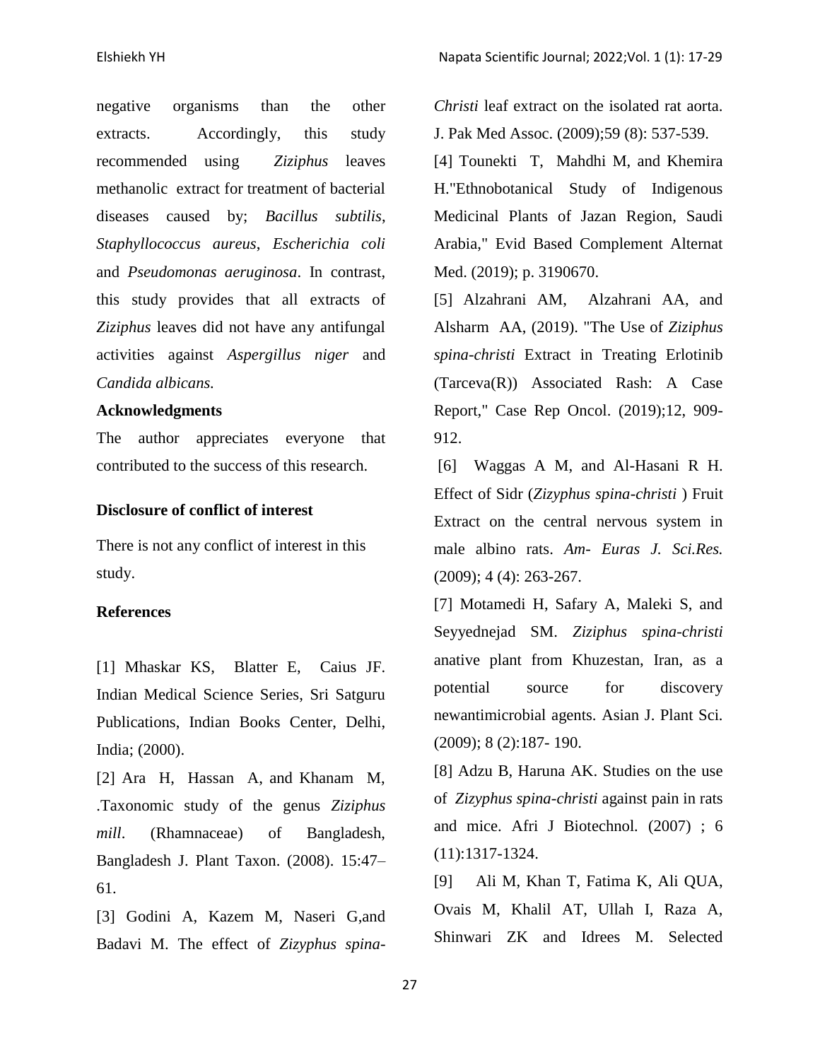negative organisms than the other extracts. Accordingly, this study recommended using *Ziziphus* leaves methanolic extract for treatment of bacterial diseases caused by; *Bacillus subtilis*, *Staphyllococcus aureus*, *Escherichia coli* and *Pseudomonas aeruginosa*. In contrast, this study provides that all extracts of *Ziziphus* leaves did not have any antifungal activities against *Aspergillus niger* and *Candida albicans.*

**Acknowledgments**

The author appreciates everyone that contributed to the success of this research.

**Disclosure of conflict of interest**

There is not any conflict of interest in this study.

**References**

[1] Mhaskar KS, Blatter E, Caius JF. Indian Medical Science Series, Sri Satguru Publications, Indian Books Center, Delhi, India; (2000).

[2] Ara H, Hassan A, and Khanam M, .Taxonomic study of the genus *Ziziphus mill*. (Rhamnaceae) of Bangladesh, Bangladesh J. Plant Taxon. (2008). 15:47–61.

[3] Godini A, Kazem M, Naseri G,and Badavi M. The effect of *Zizyphus spina-Christi* leaf extract on the isolated rat aorta. J. Pak Med Assoc. (2009);59 (8): 537-539.

[4] Tounekti T, Mahdhi M, and Khemira H."Ethnobotanical Study of Indigenous Medicinal Plants of Jazan Region, Saudi Arabia," Evid Based Complement Alternat Med. (2019); p. 3190670.

[5] Alzahrani AM, Alzahrani AA, and Alsharm AA, (2019). "The Use of *Ziziphus spina-christi* Extract in Treating Erlotinib (Tarceva(R)) Associated Rash: A Case Report," Case Rep Oncol. (2019);12, 909-912.

[6] Waggas A M, and Al-Hasani R H. Effect of Sidr (*Zizyphus spina-christi* ) Fruit Extract on the central nervous system in male albino rats. *Am- Euras J. Sci.Res.* (2009); 4 (4): 263-267.

[7] Motamedi H, Safary A, Maleki S, and Seyyednejad SM. *Ziziphus spina-christi* anative plant from Khuzestan, Iran, as a potential source for discovery newantimicrobial agents. Asian J. Plant Sci. (2009); 8 (2):187- 190.

[8] Adzu B, Haruna AK. Studies on the use of *Zizyphus spina-christi* against pain in rats and mice. Afri J Biotechnol. (2007) ; 6 (11):1317-1324.

[9] Ali M, Khan T, Fatima K, Ali QUA, Ovais M, Khalil AT, Ullah I, Raza A, Shinwari ZK and Idrees M. Selected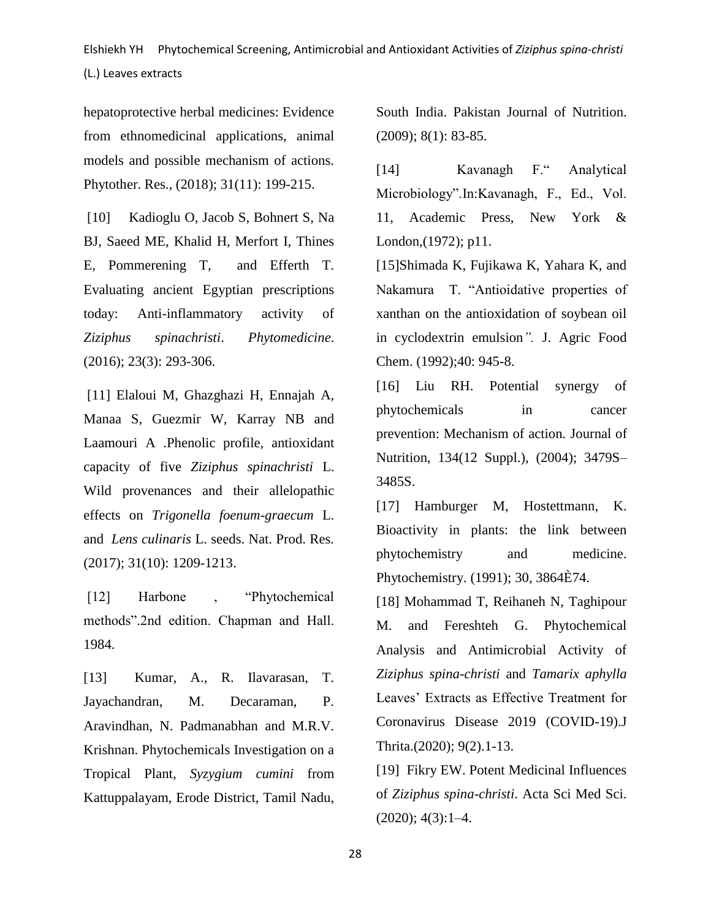hepatoprotective herbal medicines: Evidence from ethnomedicinal applications, animal models and possible mechanism of actions. Phytother. Res., (2018); 31(11): 199-215.

[10] Kadioglu O, Jacob S, Bohnert S, Na BJ, Saeed ME, Khalid H, Merfort I, Thines E, Pommerening T, and Efferth T. Evaluating ancient Egyptian prescriptions today: Anti-inflammatory activity of *Ziziphus spinachristi*. *Phytomedicine*. (2016); 23(3): 293-306.

[11] Elaloui M, Ghazghazi H, Ennajah A, Manaa S, Guezmir W, Karray NB and Laamouri A .Phenolic profile, antioxidant capacity of five *Ziziphus spinachristi* L. Wild provenances and their allelopathic effects on *Trigonella foenum-graecum* L. and *Lens culinaris* L. seeds. Nat. Prod. Res. (2017); 31(10): 1209-1213.

[12] Harbone , "Phytochemical methods".2nd edition. Chapman and Hall. 1984.

[13] Kumar, A., R. Ilavarasan, T. Jayachandran, M. Decaraman, P. Aravindhan, N. Padmanabhan and M.R.V. Krishnan. Phytochemicals Investigation on a Tropical Plant, *Syzygium cumini* from Kattuppalayam, Erode District, Tamil Nadu, South India. Pakistan Journal of Nutrition. (2009); 8(1): 83-85.

[14] Kavanagh F." Analytical Microbiology".In:Kavanagh, F., Ed., Vol. 11, Academic Press, New York & London,(1972); p11.

[15]Shimada K, Fujikawa K, Yahara K, and Nakamura T. "Antioidative properties of xanthan on the antioxidation of soybean oil in cyclodextrin emulsion*".* J. Agric Food Chem. (1992);40: 945-8.

[16] Liu RH. Potential synergy of phytochemicals in cancer prevention: Mechanism of action. Journal of Nutrition, 134(12 Suppl.), (2004); 3479S–3485S.

[17] Hamburger M, Hostettmann, K. Bioactivity in plants: the link between phytochemistry and medicine. Phytochemistry. (1991); 30, 3864È74.

[18] Mohammad T, Reihaneh N, Taghipour M. and Fereshteh G. Phytochemical Analysis and Antimicrobial Activity of *Ziziphus spina-christi* and *Tamarix aphylla* Leaves' Extracts as Effective Treatment for Coronavirus Disease 2019 (COVID-19).J Thrita.(2020); 9(2).1-13.

[19] Fikry EW. Potent Medicinal Influences of *Ziziphus spina-christi*. Acta Sci Med Sci. (2020); 4(3):1–4.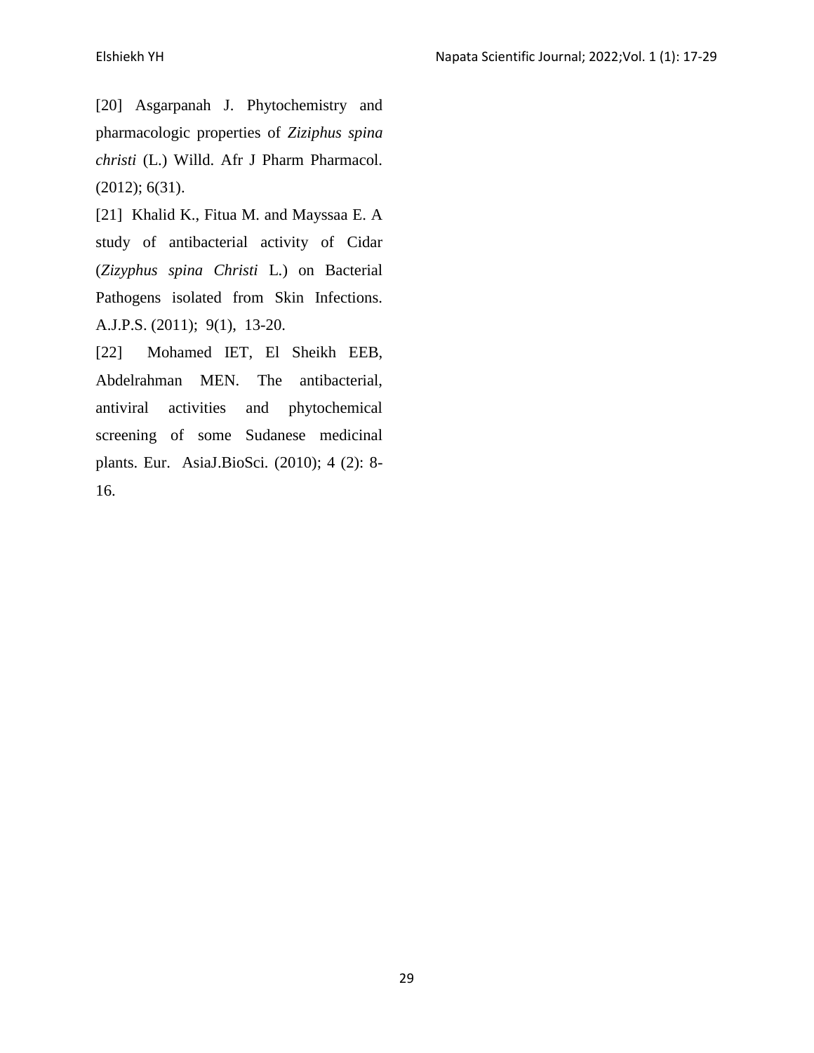[20] Asgarpanah J. Phytochemistry and pharmacologic properties of *Ziziphus spina christi* (L.) Willd. Afr J Pharm Pharmacol. (2012); 6(31).

[21] Khalid K., Fitua M. and Mayssaa E. A study of antibacterial activity of Cidar (*Zizyphus spina Christi* L.) on Bacterial Pathogens isolated from Skin Infections. A.J.P.S. (2011); 9(1), 13-20.

[22] Mohamed IET, El Sheikh EEB, Abdelrahman MEN. The antibacterial, antiviral activities and phytochemical screening of some Sudanese medicinal plants. Eur. AsiaJ.BioSci. (2010); 4 (2): 8-16.